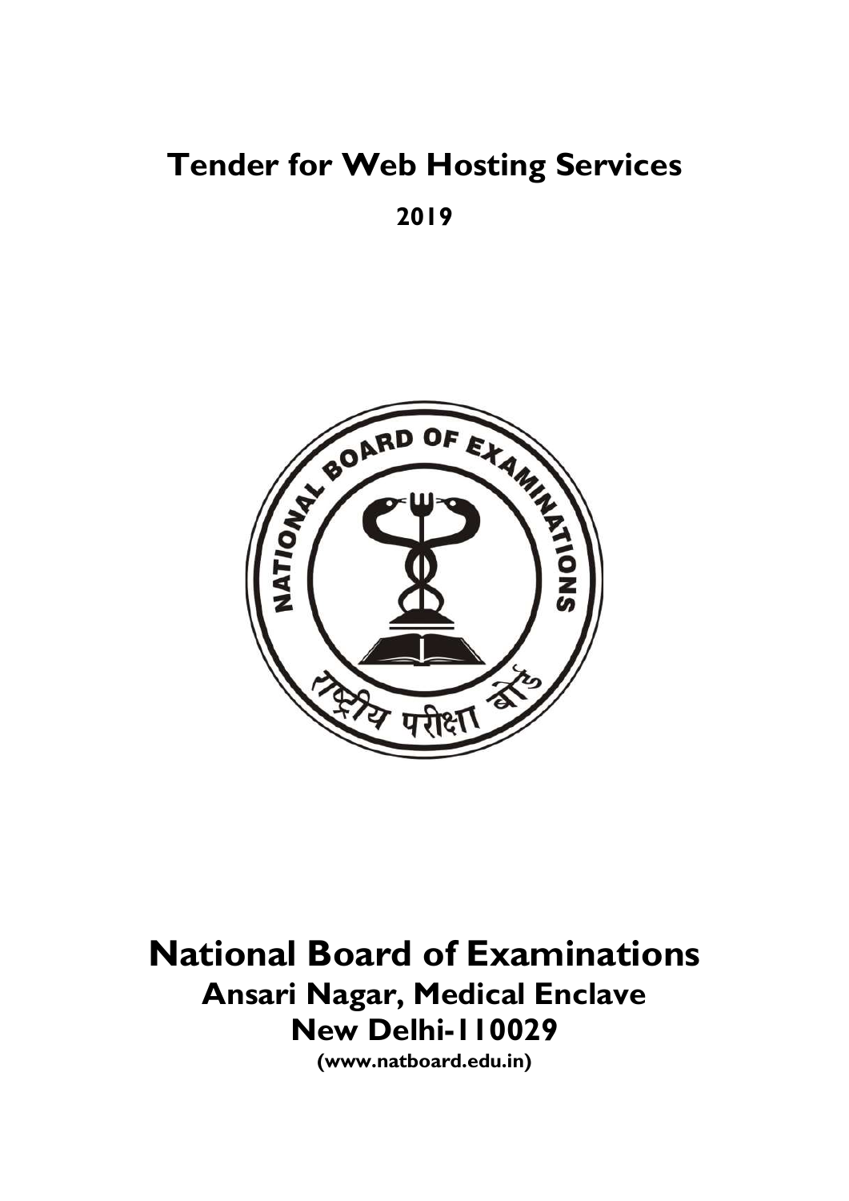# Tender for Web Hosting Services

**2019**

# National Board of Examinations

## Ansari Nagar, Medical Enclave

## New Delhi-110029

**(www.natboard.edu.in)**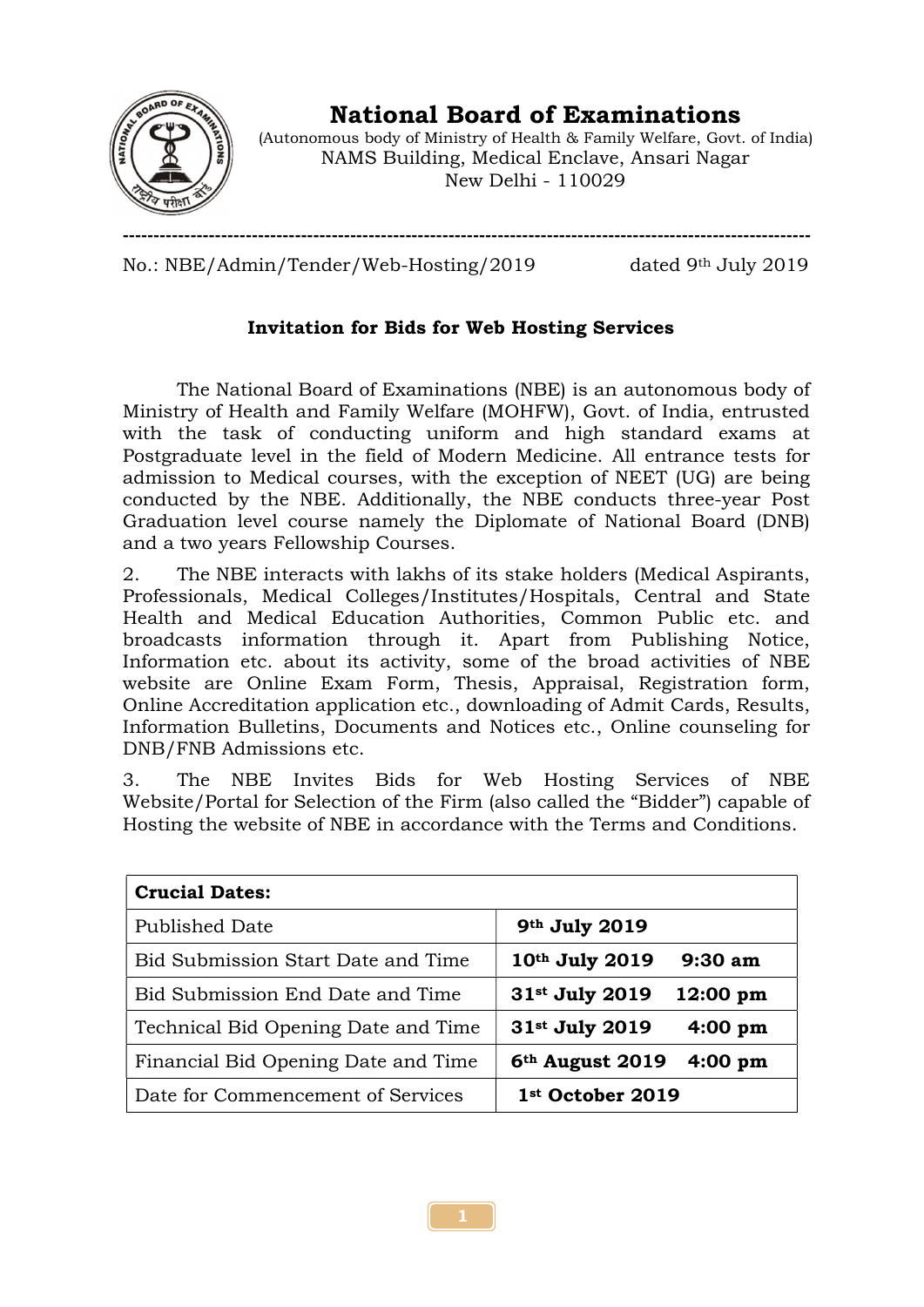# National Board of Examinations

(Autonomous body of Ministry of Health & Family Welfare, Govt. of India)
NAMS Building, Medical Enclave, Ansari Nagar
New Delhi - 110029

---

No.: NBE/Admin/Tender/Web-Hosting/2019 dated 9th July 2019

## Invitation for Bids for Web Hosting Services

The National Board of Examinations (NBE) is an autonomous body of Ministry of Health and Family Welfare (MOHFW), Govt. of India, entrusted with the task of conducting uniform and high standard exams at Postgraduate level in the field of Modern Medicine. All entrance tests for admission to Medical courses, with the exception of NEET (UG) are being conducted by the NBE. Additionally, the NBE conducts three-year Post Graduation level course namely the Diplomate of National Board (DNB) and a two years Fellowship Courses.

2. The NBE interacts with lakhs of its stake holders (Medical Aspirants, Professionals, Medical Colleges/Institutes/Hospitals, Central and State Health and Medical Education Authorities, Common Public etc. and broadcasts information through it. Apart from Publishing Notice, Information etc. about its activity, some of the broad activities of NBE website are Online Exam Form, Thesis, Appraisal, Registration form, Online Accreditation application etc., downloading of Admit Cards, Results, Information Bulletins, Documents and Notices etc., Online counseling for DNB/FNB Admissions etc.

3. The NBE Invites Bids for Web Hosting Services of NBE Website/Portal for Selection of the Firm (also called the "Bidder") capable of Hosting the website of NBE in accordance with the Terms and Conditions.

| **Crucial Dates:** | |
|---|---|
| Published Date | **9th July 2019** |
| Bid Submission Start Date and Time | **10th July 2019 9:30 am** |
| Bid Submission End Date and Time | **31st July 2019 12:00 pm** |
| Technical Bid Opening Date and Time | **31st July 2019 4:00 pm** |
| Financial Bid Opening Date and Time | **6th August 2019 4:00 pm** |
| Date for Commencement of Services | **1st October 2019** |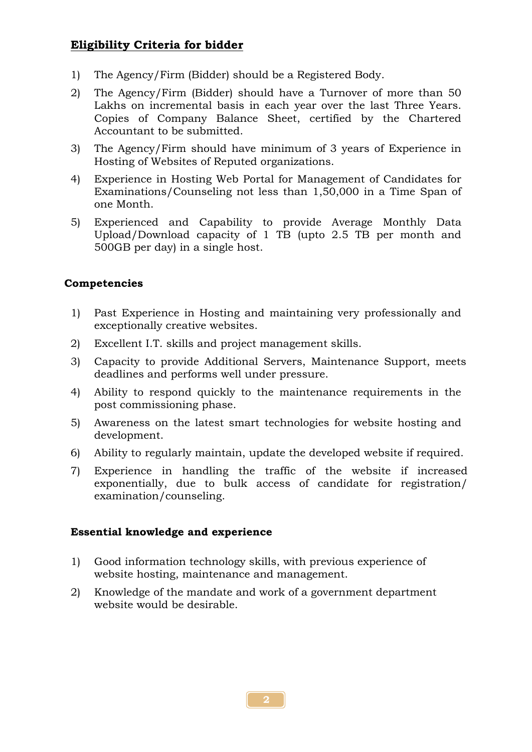## **Eligibility Criteria for bidder**

1) The Agency/Firm (Bidder) should be a Registered Body.
2) The Agency/Firm (Bidder) should have a Turnover of more than 50 Lakhs on incremental basis in each year over the last Three Years. Copies of Company Balance Sheet, certified by the Chartered Accountant to be submitted.
3) The Agency/Firm should have minimum of 3 years of Experience in Hosting of Websites of Reputed organizations.
4) Experience in Hosting Web Portal for Management of Candidates for Examinations/Counseling not less than 1,50,000 in a Time Span of one Month.
5) Experienced and Capability to provide Average Monthly Data Upload/Download capacity of 1 TB (upto 2.5 TB per month and 500GB per day) in a single host.

### **Competencies**

1) Past Experience in Hosting and maintaining very professionally and exceptionally creative websites.
2) Excellent I.T. skills and project management skills.
3) Capacity to provide Additional Servers, Maintenance Support, meets deadlines and performs well under pressure.
4) Ability to respond quickly to the maintenance requirements in the post commissioning phase.
5) Awareness on the latest smart technologies for website hosting and development.
6) Ability to regularly maintain, update the developed website if required.
7) Experience in handling the traffic of the website if increased exponentially, due to bulk access of candidate for registration/ examination/counseling.

### **Essential knowledge and experience**

1) Good information technology skills, with previous experience of website hosting, maintenance and management.
2) Knowledge of the mandate and work of a government department website would be desirable.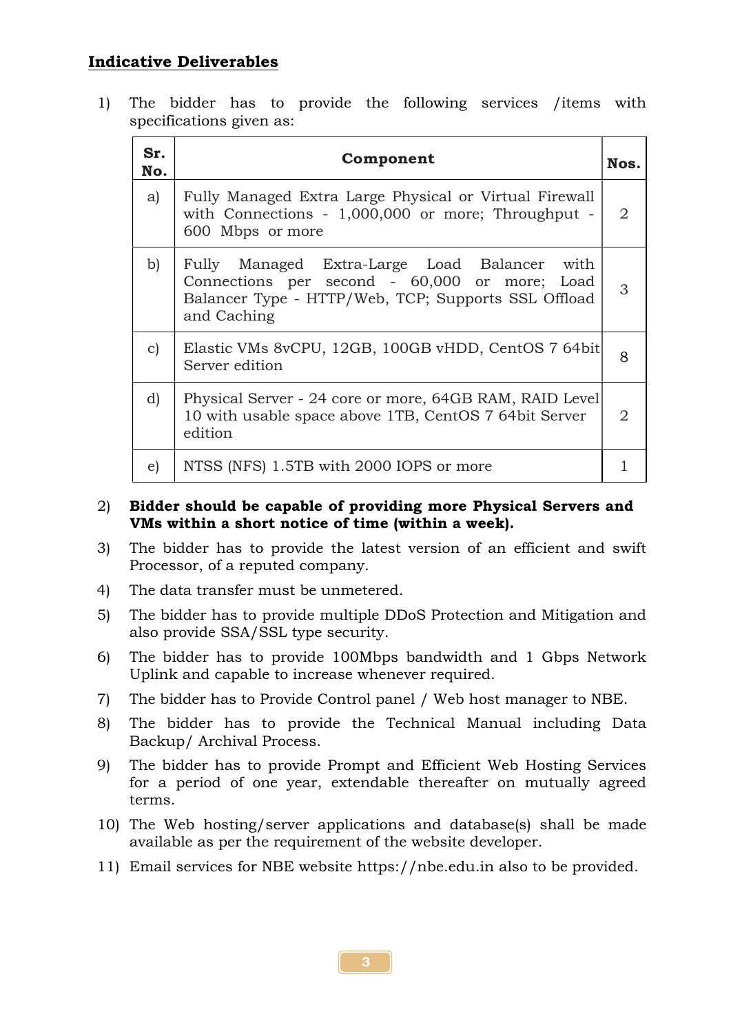**Indicative Deliverables**

1) The bidder has to provide the following services /items with specifications given as:

| Sr. No. | Component | Nos. |
|---|---|---|
| a) | Fully Managed Extra Large Physical or Virtual Firewall with Connections - 1,000,000 or more; Throughput - 600 Mbps or more | 2 |
| b) | Fully Managed Extra-Large Load Balancer with Connections per second - 60,000 or more; Load Balancer Type - HTTP/Web, TCP; Supports SSL Offload and Caching | 3 |
| c) | Elastic VMs 8vCPU, 12GB, 100GB vHDD, CentOS 7 64bit Server edition | 8 |
| d) | Physical Server - 24 core or more, 64GB RAM, RAID Level 10 with usable space above 1TB, CentOS 7 64bit Server edition | 2 |
| e) | NTSS (NFS) 1.5TB with 2000 IOPS or more | 1 |

2) **Bidder should be capable of providing more Physical Servers and VMs within a short notice of time (within a week).**

3) The bidder has to provide the latest version of an efficient and swift Processor, of a reputed company.

4) The data transfer must be unmetered.

5) The bidder has to provide multiple DDoS Protection and Mitigation and also provide SSA/SSL type security.

6) The bidder has to provide 100Mbps bandwidth and 1 Gbps Network Uplink and capable to increase whenever required.

7) The bidder has to Provide Control panel / Web host manager to NBE.

8) The bidder has to provide the Technical Manual including Data Backup/ Archival Process.

9) The bidder has to provide Prompt and Efficient Web Hosting Services for a period of one year, extendable thereafter on mutually agreed terms.

10) The Web hosting/server applications and database(s) shall be made available as per the requirement of the website developer.

11) Email services for NBE website https://nbe.edu.in also to be provided.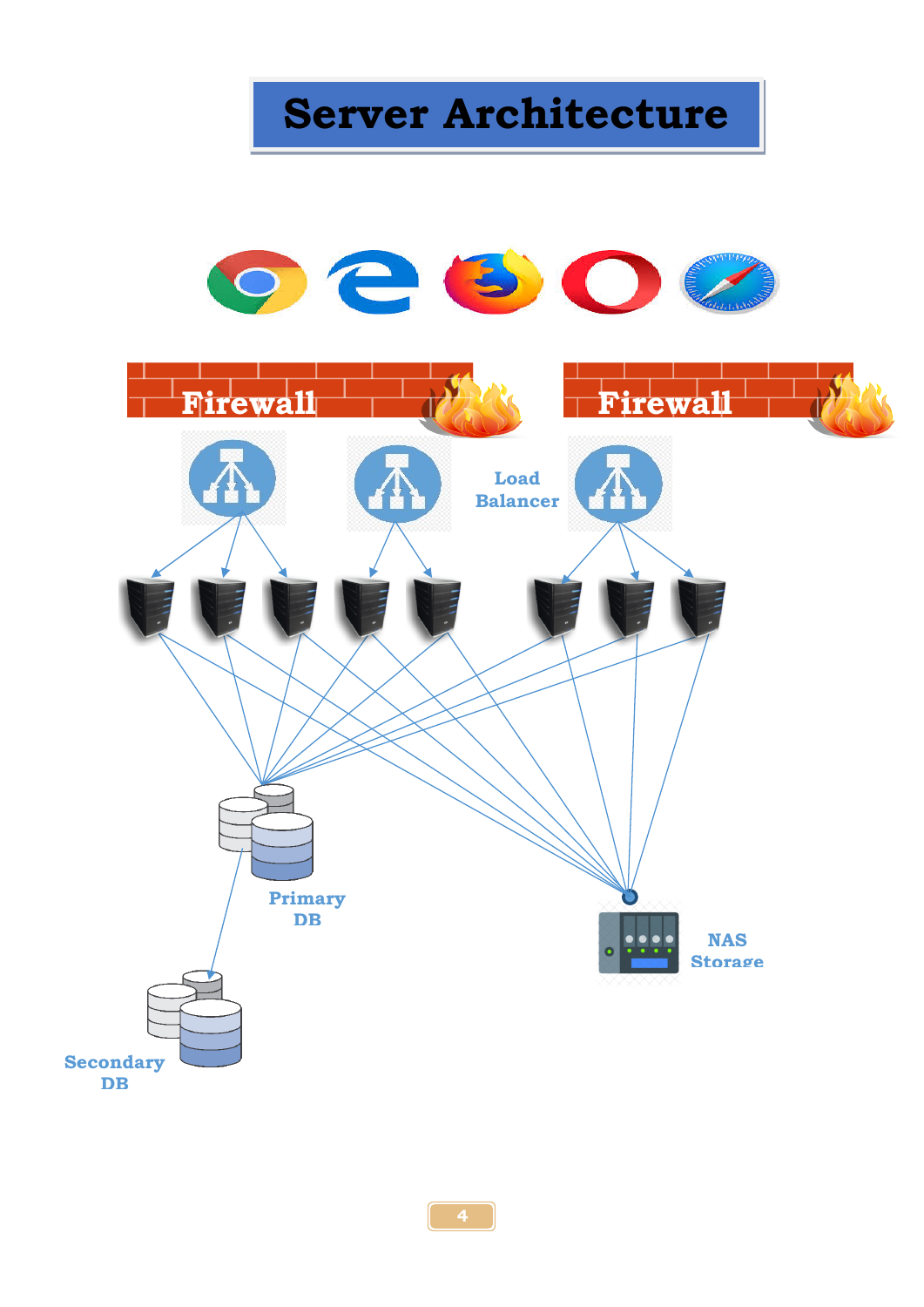# Server Architecture

Firewall

Firewall

Load Balancer

Primary DB

Secondary DB

NAS Storage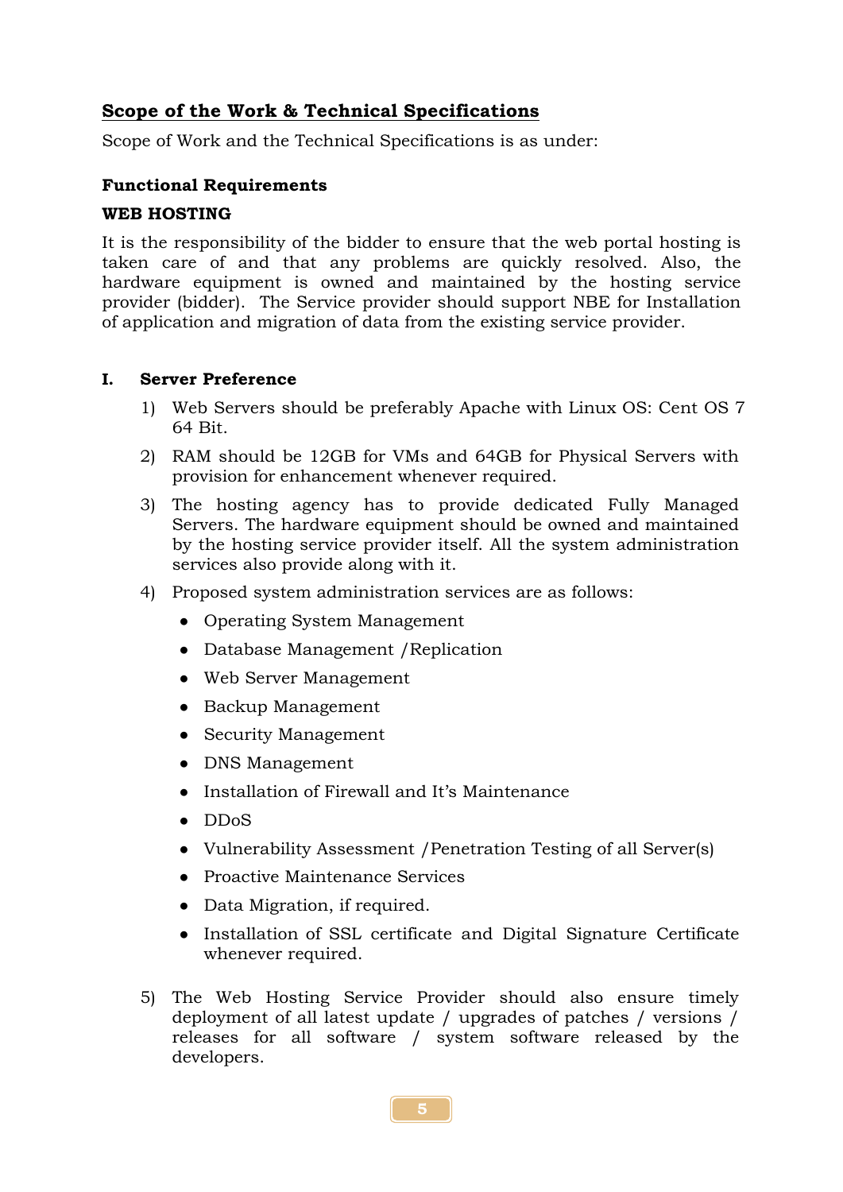## Scope of the Work & Technical Specifications

Scope of Work and the Technical Specifications is as under:

### Functional Requirements

### WEB HOSTING

It is the responsibility of the bidder to ensure that the web portal hosting is taken care of and that any problems are quickly resolved. Also, the hardware equipment is owned and maintained by the hosting service provider (bidder). The Service provider should support NBE for Installation of application and migration of data from the existing service provider.

#### I. Server Preference

1) Web Servers should be preferably Apache with Linux OS: Cent OS 7 64 Bit.
2) RAM should be 12GB for VMs and 64GB for Physical Servers with provision for enhancement whenever required.
3) The hosting agency has to provide dedicated Fully Managed Servers. The hardware equipment should be owned and maintained by the hosting service provider itself. All the system administration services also provide along with it.
4) Proposed system administration services are as follows:
   - Operating System Management
   - Database Management /Replication
   - Web Server Management
   - Backup Management
   - Security Management
   - DNS Management
   - Installation of Firewall and It's Maintenance
   - DDoS
   - Vulnerability Assessment /Penetration Testing of all Server(s)
   - Proactive Maintenance Services
   - Data Migration, if required.
   - Installation of SSL certificate and Digital Signature Certificate whenever required.
5) The Web Hosting Service Provider should also ensure timely deployment of all latest update / upgrades of patches / versions / releases for all software / system software released by the developers.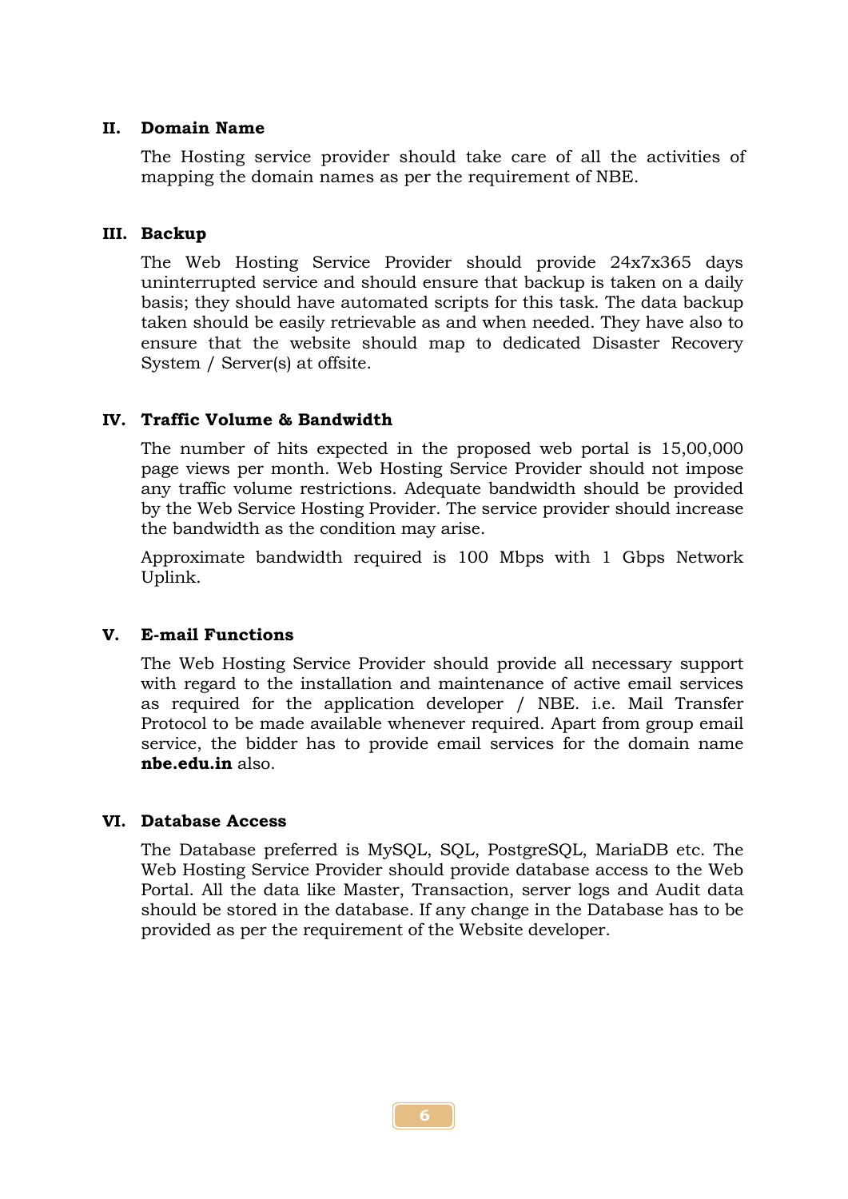## II. Domain Name

The Hosting service provider should take care of all the activities of mapping the domain names as per the requirement of NBE.

## III. Backup

The Web Hosting Service Provider should provide 24x7x365 days uninterrupted service and should ensure that backup is taken on a daily basis; they should have automated scripts for this task. The data backup taken should be easily retrievable as and when needed. They have also to ensure that the website should map to dedicated Disaster Recovery System / Server(s) at offsite.

## IV. Traffic Volume & Bandwidth

The number of hits expected in the proposed web portal is 15,00,000 page views per month. Web Hosting Service Provider should not impose any traffic volume restrictions. Adequate bandwidth should be provided by the Web Service Hosting Provider. The service provider should increase the bandwidth as the condition may arise.

Approximate bandwidth required is 100 Mbps with 1 Gbps Network Uplink.

## V. E-mail Functions

The Web Hosting Service Provider should provide all necessary support with regard to the installation and maintenance of active email services as required for the application developer / NBE. i.e. Mail Transfer Protocol to be made available whenever required. Apart from group email service, the bidder has to provide email services for the domain name **nbe.edu.in** also.

## VI. Database Access

The Database preferred is MySQL, SQL, PostgreSQL, MariaDB etc. The Web Hosting Service Provider should provide database access to the Web Portal. All the data like Master, Transaction, server logs and Audit data should be stored in the database. If any change in the Database has to be provided as per the requirement of the Website developer.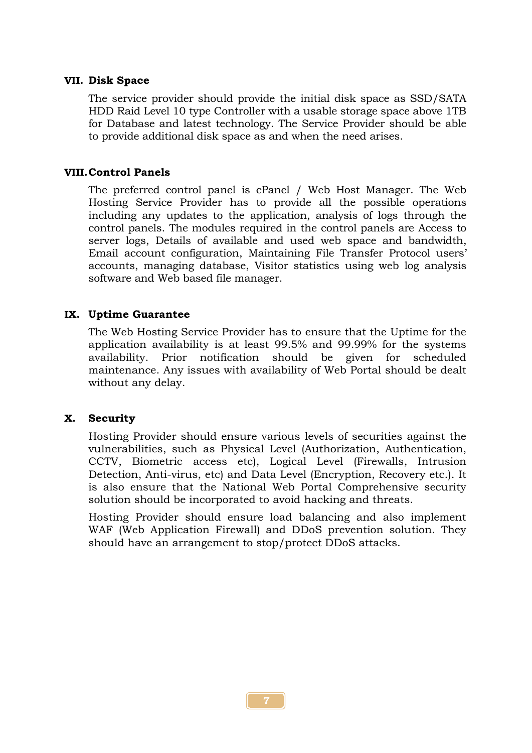### VII. Disk Space

The service provider should provide the initial disk space as SSD/SATA HDD Raid Level 10 type Controller with a usable storage space above 1TB for Database and latest technology. The Service Provider should be able to provide additional disk space as and when the need arises.

### VIII. Control Panels

The preferred control panel is cPanel / Web Host Manager. The Web Hosting Service Provider has to provide all the possible operations including any updates to the application, analysis of logs through the control panels. The modules required in the control panels are Access to server logs, Details of available and used web space and bandwidth, Email account configuration, Maintaining File Transfer Protocol users' accounts, managing database, Visitor statistics using web log analysis software and Web based file manager.

### IX. Uptime Guarantee

The Web Hosting Service Provider has to ensure that the Uptime for the application availability is at least 99.5% and 99.99% for the systems availability. Prior notification should be given for scheduled maintenance. Any issues with availability of Web Portal should be dealt without any delay.

### X. Security

Hosting Provider should ensure various levels of securities against the vulnerabilities, such as Physical Level (Authorization, Authentication, CCTV, Biometric access etc), Logical Level (Firewalls, Intrusion Detection, Anti-virus, etc) and Data Level (Encryption, Recovery etc.). It is also ensure that the National Web Portal Comprehensive security solution should be incorporated to avoid hacking and threats.

Hosting Provider should ensure load balancing and also implement WAF (Web Application Firewall) and DDoS prevention solution. They should have an arrangement to stop/protect DDoS attacks.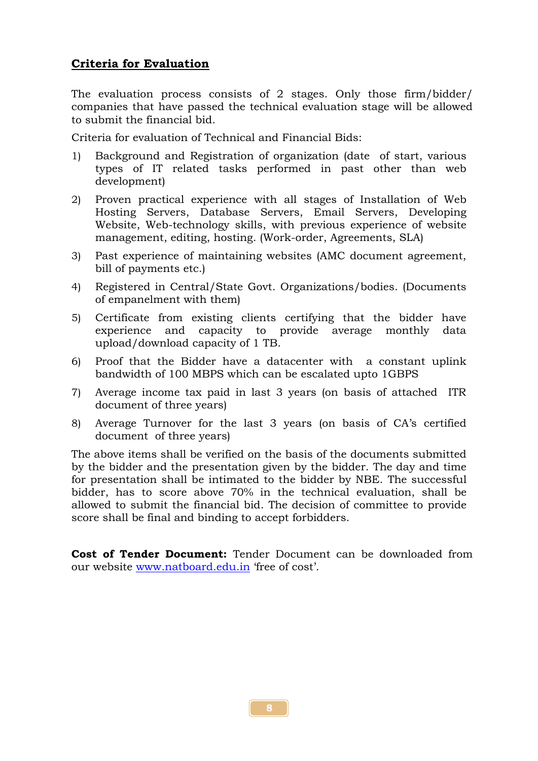**<u>Criteria for Evaluation</u>**

The evaluation process consists of 2 stages. Only those firm/bidder/ companies that have passed the technical evaluation stage will be allowed to submit the financial bid.

Criteria for evaluation of Technical and Financial Bids:

1) Background and Registration of organization (date of start, various types of IT related tasks performed in past other than web development)
2) Proven practical experience with all stages of Installation of Web Hosting Servers, Database Servers, Email Servers, Developing Website, Web-technology skills, with previous experience of website management, editing, hosting. (Work-order, Agreements, SLA)
3) Past experience of maintaining websites (AMC document agreement, bill of payments etc.)
4) Registered in Central/State Govt. Organizations/bodies. (Documents of empanelment with them)
5) Certificate from existing clients certifying that the bidder have experience and capacity to provide average monthly data upload/download capacity of 1 TB.
6) Proof that the Bidder have a datacenter with a constant uplink bandwidth of 100 MBPS which can be escalated upto 1GBPS
7) Average income tax paid in last 3 years (on basis of attached ITR document of three years)
8) Average Turnover for the last 3 years (on basis of CA's certified document of three years)

The above items shall be verified on the basis of the documents submitted by the bidder and the presentation given by the bidder. The day and time for presentation shall be intimated to the bidder by NBE. The successful bidder, has to score above 70% in the technical evaluation, shall be allowed to submit the financial bid. The decision of committee to provide score shall be final and binding to accept forbidders.

**Cost of Tender Document:** Tender Document can be downloaded from our website [www.natboard.edu.in](http://www.natboard.edu.in) 'free of cost'.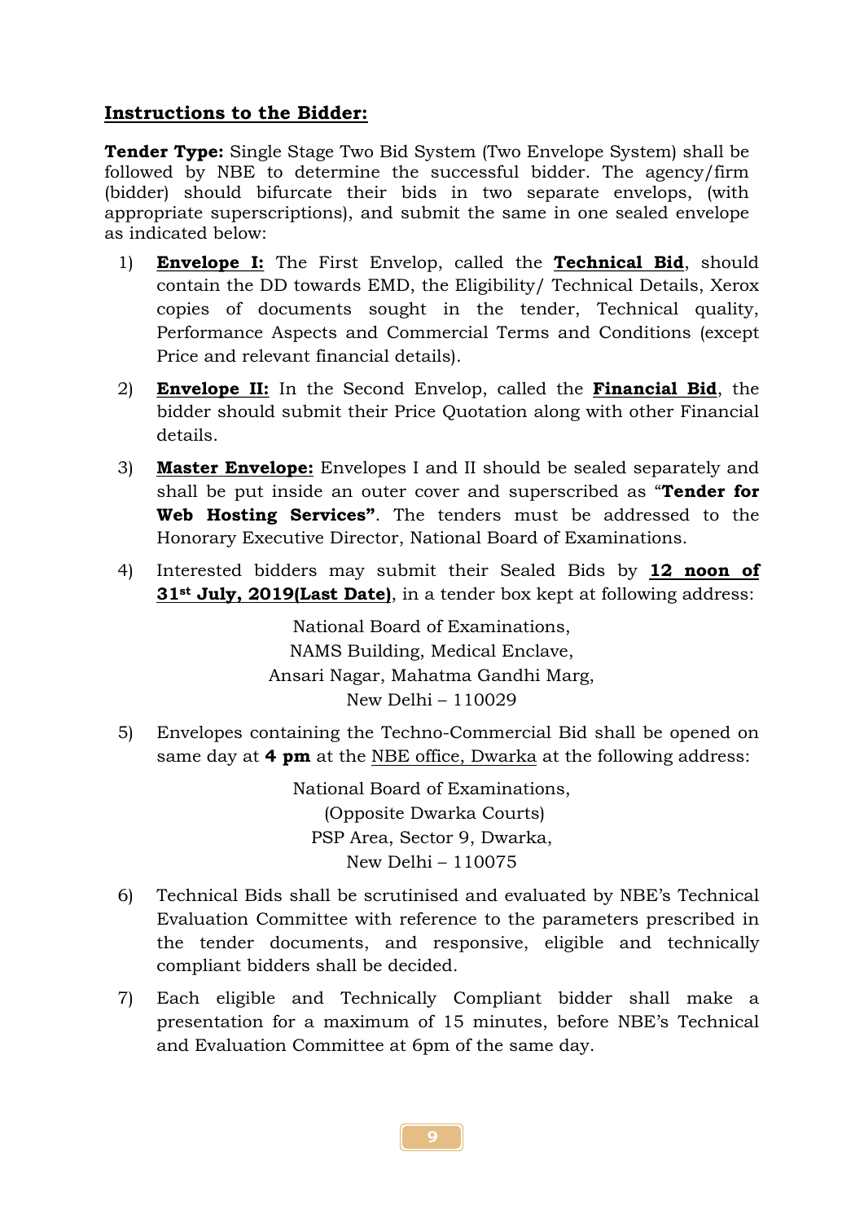**Instructions to the Bidder:**

**Tender Type:** Single Stage Two Bid System (Two Envelope System) shall be followed by NBE to determine the successful bidder. The agency/firm (bidder) should bifurcate their bids in two separate envelops, (with appropriate superscriptions), and submit the same in one sealed envelope as indicated below:

1) **Envelope I:** The First Envelop, called the **Technical Bid**, should contain the DD towards EMD, the Eligibility/ Technical Details, Xerox copies of documents sought in the tender, Technical quality, Performance Aspects and Commercial Terms and Conditions (except Price and relevant financial details).

2) **Envelope II:** In the Second Envelop, called the **Financial Bid**, the bidder should submit their Price Quotation along with other Financial details.

3) **Master Envelope:** Envelopes I and II should be sealed separately and shall be put inside an outer cover and superscribed as "**Tender for Web Hosting Services"**. The tenders must be addressed to the Honorary Executive Director, National Board of Examinations.

4) Interested bidders may submit their Sealed Bids by **12 noon of 31st July, 2019(Last Date)**, in a tender box kept at following address:

   National Board of Examinations,
   NAMS Building, Medical Enclave,
   Ansari Nagar, Mahatma Gandhi Marg,
   New Delhi – 110029

5) Envelopes containing the Techno-Commercial Bid shall be opened on same day at **4 pm** at the NBE office, Dwarka at the following address:

   National Board of Examinations,
   (Opposite Dwarka Courts)
   PSP Area, Sector 9, Dwarka,
   New Delhi – 110075

6) Technical Bids shall be scrutinised and evaluated by NBE's Technical Evaluation Committee with reference to the parameters prescribed in the tender documents, and responsive, eligible and technically compliant bidders shall be decided.

7) Each eligible and Technically Compliant bidder shall make a presentation for a maximum of 15 minutes, before NBE's Technical and Evaluation Committee at 6pm of the same day.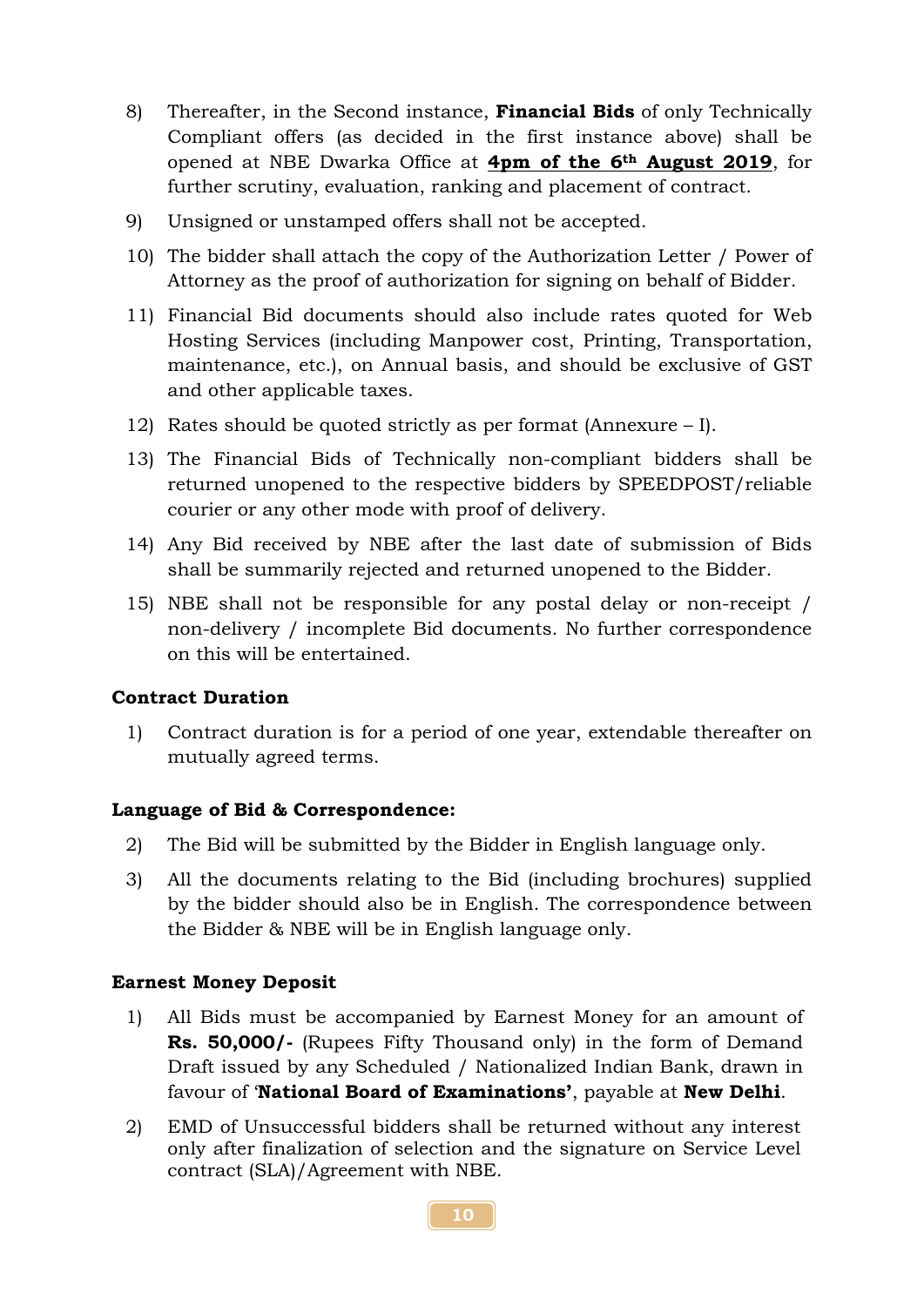8) Thereafter, in the Second instance, **Financial Bids** of only Technically Compliant offers (as decided in the first instance above) shall be opened at NBE Dwarka Office at **4pm of the 6th August 2019**, for further scrutiny, evaluation, ranking and placement of contract.

9) Unsigned or unstamped offers shall not be accepted.

10) The bidder shall attach the copy of the Authorization Letter / Power of Attorney as the proof of authorization for signing on behalf of Bidder.

11) Financial Bid documents should also include rates quoted for Web Hosting Services (including Manpower cost, Printing, Transportation, maintenance, etc.), on Annual basis, and should be exclusive of GST and other applicable taxes.

12) Rates should be quoted strictly as per format (Annexure – I).

13) The Financial Bids of Technically non-compliant bidders shall be returned unopened to the respective bidders by SPEEDPOST/reliable courier or any other mode with proof of delivery.

14) Any Bid received by NBE after the last date of submission of Bids shall be summarily rejected and returned unopened to the Bidder.

15) NBE shall not be responsible for any postal delay or non-receipt / non-delivery / incomplete Bid documents. No further correspondence on this will be entertained.

**Contract Duration**

1) Contract duration is for a period of one year, extendable thereafter on mutually agreed terms.

**Language of Bid & Correspondence:**

2) The Bid will be submitted by the Bidder in English language only.

3) All the documents relating to the Bid (including brochures) supplied by the bidder should also be in English. The correspondence between the Bidder & NBE will be in English language only.

**Earnest Money Deposit**

1) All Bids must be accompanied by Earnest Money for an amount of **Rs. 50,000/-** (Rupees Fifty Thousand only) in the form of Demand Draft issued by any Scheduled / Nationalized Indian Bank, drawn in favour of '**National Board of Examinations'**, payable at **New Delhi**.

2) EMD of Unsuccessful bidders shall be returned without any interest only after finalization of selection and the signature on Service Level contract (SLA)/Agreement with NBE.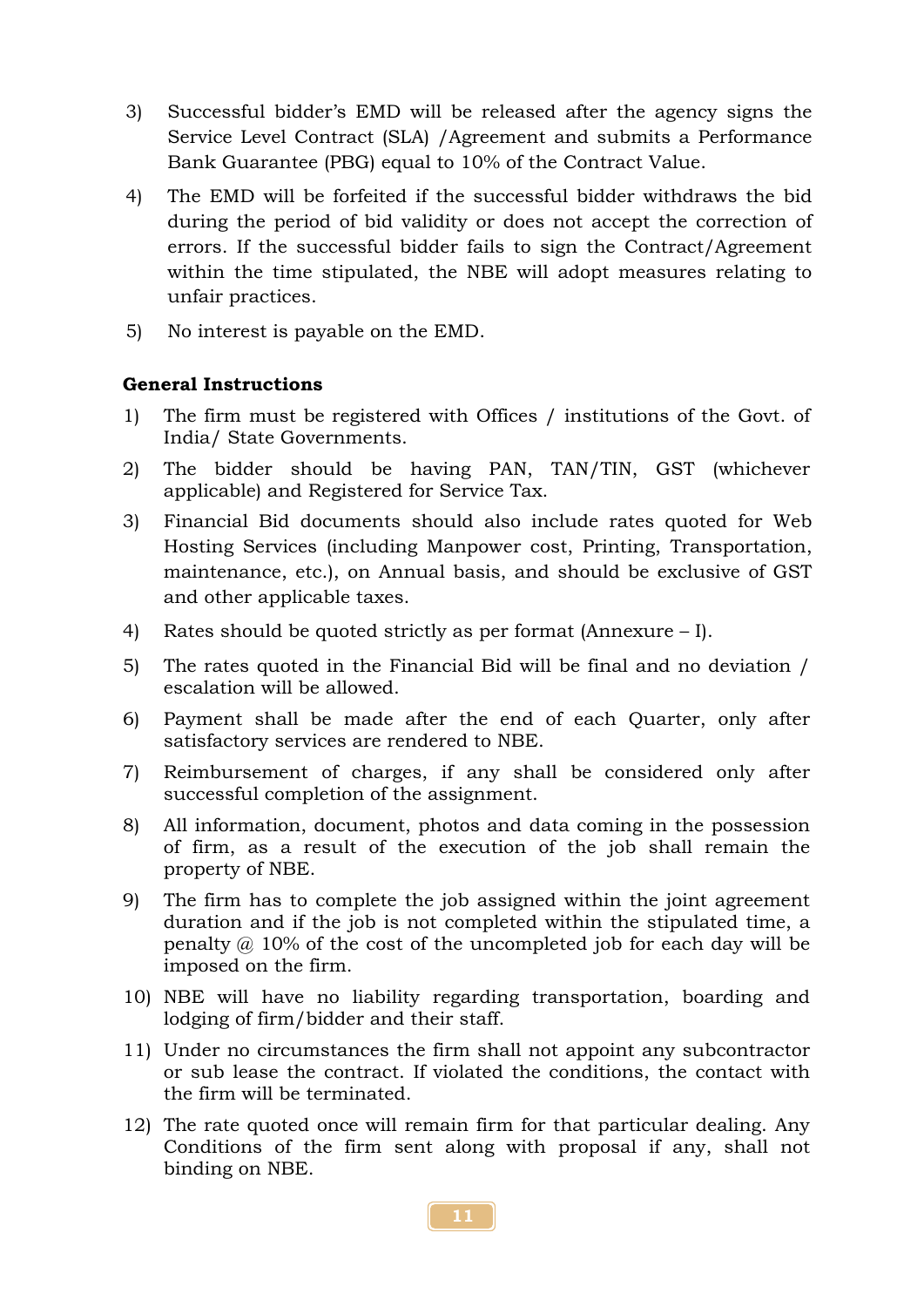3) Successful bidder's EMD will be released after the agency signs the Service Level Contract (SLA) /Agreement and submits a Performance Bank Guarantee (PBG) equal to 10% of the Contract Value.

4) The EMD will be forfeited if the successful bidder withdraws the bid during the period of bid validity or does not accept the correction of errors. If the successful bidder fails to sign the Contract/Agreement within the time stipulated, the NBE will adopt measures relating to unfair practices.

5) No interest is payable on the EMD.

**General Instructions**

1) The firm must be registered with Offices / institutions of the Govt. of India/ State Governments.

2) The bidder should be having PAN, TAN/TIN, GST (whichever applicable) and Registered for Service Tax.

3) Financial Bid documents should also include rates quoted for Web Hosting Services (including Manpower cost, Printing, Transportation, maintenance, etc.), on Annual basis, and should be exclusive of GST and other applicable taxes.

4) Rates should be quoted strictly as per format (Annexure – I).

5) The rates quoted in the Financial Bid will be final and no deviation / escalation will be allowed.

6) Payment shall be made after the end of each Quarter, only after satisfactory services are rendered to NBE.

7) Reimbursement of charges, if any shall be considered only after successful completion of the assignment.

8) All information, document, photos and data coming in the possession of firm, as a result of the execution of the job shall remain the property of NBE.

9) The firm has to complete the job assigned within the joint agreement duration and if the job is not completed within the stipulated time, a penalty @ 10% of the cost of the uncompleted job for each day will be imposed on the firm.

10) NBE will have no liability regarding transportation, boarding and lodging of firm/bidder and their staff.

11) Under no circumstances the firm shall not appoint any subcontractor or sub lease the contract. If violated the conditions, the contact with the firm will be terminated.

12) The rate quoted once will remain firm for that particular dealing. Any Conditions of the firm sent along with proposal if any, shall not binding on NBE.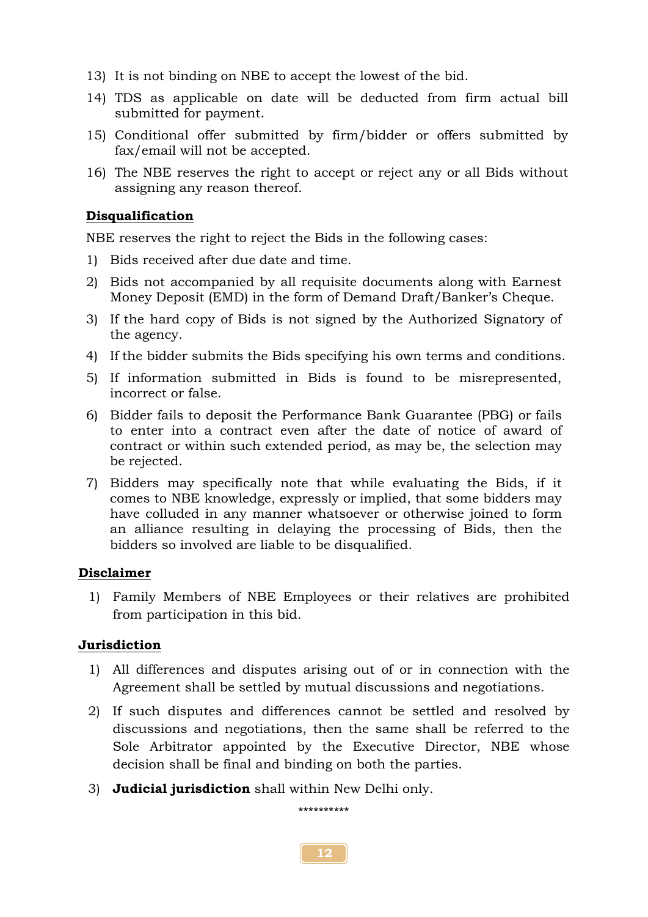13) It is not binding on NBE to accept the lowest of the bid.

14) TDS as applicable on date will be deducted from firm actual bill submitted for payment.

15) Conditional offer submitted by firm/bidder or offers submitted by fax/email will not be accepted.

16) The NBE reserves the right to accept or reject any or all Bids without assigning any reason thereof.

**Disqualification**

NBE reserves the right to reject the Bids in the following cases:

1) Bids received after due date and time.

2) Bids not accompanied by all requisite documents along with Earnest Money Deposit (EMD) in the form of Demand Draft/Banker's Cheque.

3) If the hard copy of Bids is not signed by the Authorized Signatory of the agency.

4) If the bidder submits the Bids specifying his own terms and conditions.

5) If information submitted in Bids is found to be misrepresented, incorrect or false.

6) Bidder fails to deposit the Performance Bank Guarantee (PBG) or fails to enter into a contract even after the date of notice of award of contract or within such extended period, as may be, the selection may be rejected.

7) Bidders may specifically note that while evaluating the Bids, if it comes to NBE knowledge, expressly or implied, that some bidders may have colluded in any manner whatsoever or otherwise joined to form an alliance resulting in delaying the processing of Bids, then the bidders so involved are liable to be disqualified.

**Disclaimer**

1) Family Members of NBE Employees or their relatives are prohibited from participation in this bid.

**Jurisdiction**

1) All differences and disputes arising out of or in connection with the Agreement shall be settled by mutual discussions and negotiations.

2) If such disputes and differences cannot be settled and resolved by discussions and negotiations, then the same shall be referred to the Sole Arbitrator appointed by the Executive Director, NBE whose decision shall be final and binding on both the parties.

3) **Judicial jurisdiction** shall within New Delhi only.

**********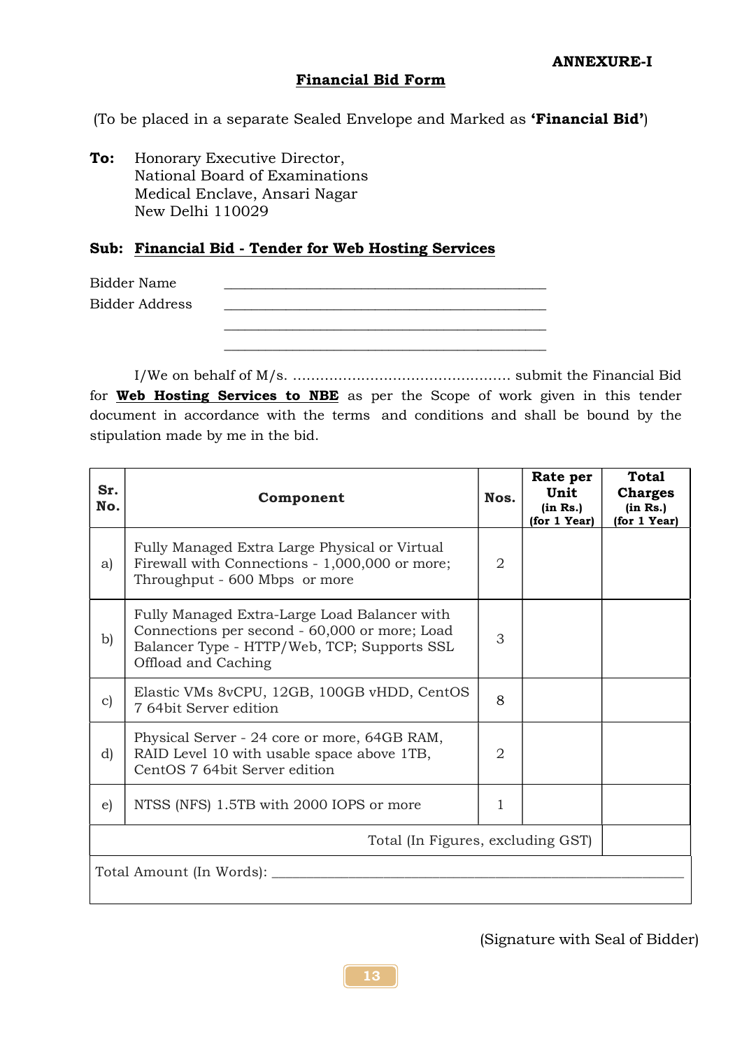**ANNEXURE-I**

## Financial Bid Form

(To be placed in a separate Sealed Envelope and Marked as **'Financial Bid'**)

**To:** Honorary Executive Director,
National Board of Examinations
Medical Enclave, Ansari Nagar
New Delhi 110029

**Sub: Financial Bid - Tender for Web Hosting Services**

Bidder Name ____________________________________________

Bidder Address ____________________________________________

____________________________________________

____________________________________________

I/We on behalf of M/s. ................................................ submit the Financial Bid for **Web Hosting Services to NBE** as per the Scope of work given in this tender document in accordance with the terms and conditions and shall be bound by the stipulation made by me in the bid.

| Sr. No. | Component | Nos. | Rate per Unit (in Rs.) (for 1 Year) | Total Charges (in Rs.) (for 1 Year) |
|---|---|---|---|---|
| a) | Fully Managed Extra Large Physical or Virtual Firewall with Connections - 1,000,000 or more; Throughput - 600 Mbps or more | 2 | | |
| b) | Fully Managed Extra-Large Load Balancer with Connections per second - 60,000 or more; Load Balancer Type - HTTP/Web, TCP; Supports SSL Offload and Caching | 3 | | |
| c) | Elastic VMs 8vCPU, 12GB, 100GB vHDD, CentOS 7 64bit Server edition | 8 | | |
| d) | Physical Server - 24 core or more, 64GB RAM, RAID Level 10 with usable space above 1TB, CentOS 7 64bit Server edition | 2 | | |
| e) | NTSS (NFS) 1.5TB with 2000 IOPS or more | 1 | | |
| | | | Total (In Figures, excluding GST) | |
| Total Amount (In Words): ____________________________________________ | | | | |

(Signature with Seal of Bidder)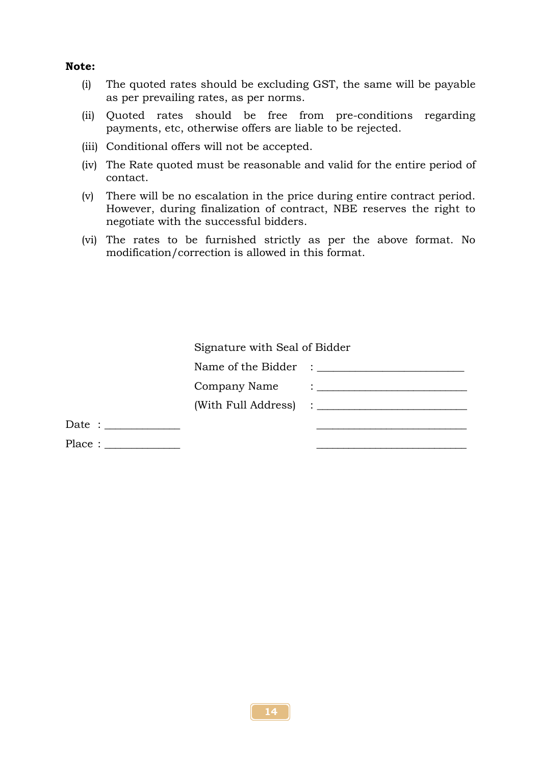**Note:**

(i) The quoted rates should be excluding GST, the same will be payable as per prevailing rates, as per norms.

(ii) Quoted rates should be free from pre-conditions regarding payments, etc, otherwise offers are liable to be rejected.

(iii) Conditional offers will not be accepted.

(iv) The Rate quoted must be reasonable and valid for the entire period of contact.

(v) There will be no escalation in the price during entire contract period. However, during finalization of contract, NBE reserves the right to negotiate with the successful bidders.

(vi) The rates to be furnished strictly as per the above format. No modification/correction is allowed in this format.

Signature with Seal of Bidder

Name of the Bidder : ___________________________

Company Name : ___________________________

(With Full Address) : ___________________________

___________________________

___________________________

Date : _____________

Place : _____________